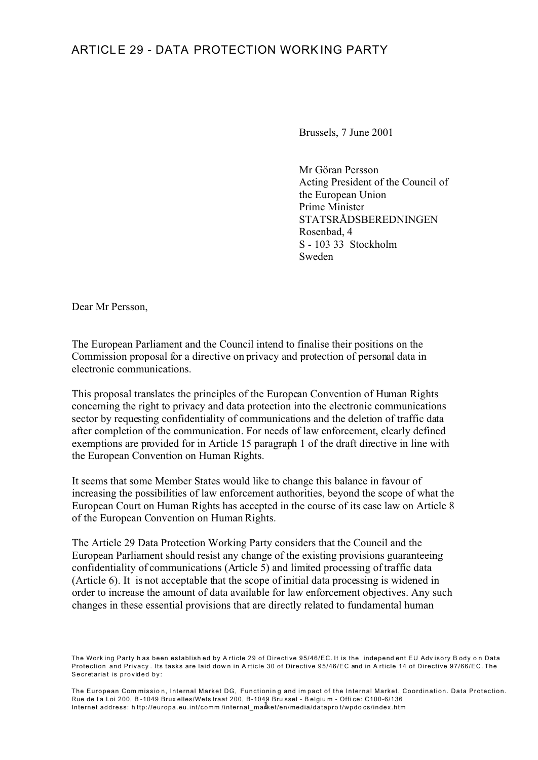# ARTICLE 29 - DATA PROTECTION WORKING PARTY

Brussels, 7 June 2001

Mr Göran Persson
Acting President of the Council of the European Union
Prime Minister
STATSRÅDSBEREDNINGEN
Rosenbad, 4
S - 103 33 Stockholm
Sweden

Dear Mr Persson,

The European Parliament and the Council intend to finalise their positions on the Commission proposal for a directive on privacy and protection of personal data in electronic communications.

This proposal translates the principles of the European Convention of Human Rights concerning the right to privacy and data protection into the electronic communications sector by requesting confidentiality of communications and the deletion of traffic data after completion of the communication. For needs of law enforcement, clearly defined exemptions are provided for in Article 15 paragraph 1 of the draft directive in line with the European Convention on Human Rights.

It seems that some Member States would like to change this balance in favour of increasing the possibilities of law enforcement authorities, beyond the scope of what the European Court on Human Rights has accepted in the course of its case law on Article 8 of the European Convention on Human Rights.

The Article 29 Data Protection Working Party considers that the Council and the European Parliament should resist any change of the existing provisions guaranteeing confidentiality of communications (Article 5) and limited processing of traffic data (Article 6). It is not acceptable that the scope of initial data processing is widened in order to increase the amount of data available for law enforcement objectives. Any such changes in these essential provisions that are directly related to fundamental human

The Working Party has been established by Article 29 of Directive 95/46/EC. It is the independent EU Advisory Body on Data Protection and Privacy. Its tasks are laid down in Article 30 of Directive 95/46/EC and in Article 14 of Directive 97/66/EC. The Secretariat is provided by:

The European Commission, Internal Market DG, Functioning and impact of the Internal Market. Coordination. Data Protection. Rue de la Loi 200, B-1049 Bruxelles/Wetstraat 200, B-1049 Brussel - Belgium - Office: C100-6/136
Internet address: http://europa.eu.int/comm/internal_market/en/media/dataprot/wpdocs/index.htm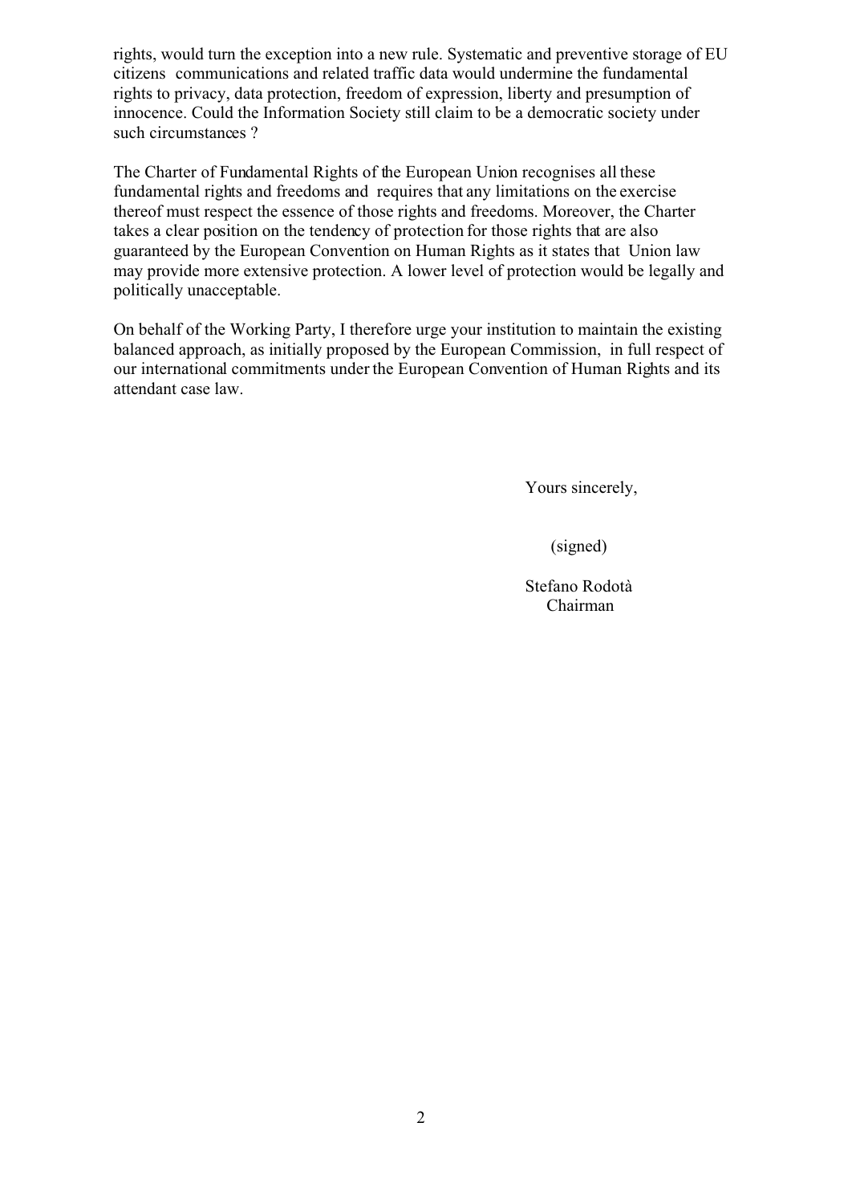rights, would turn the exception into a new rule. Systematic and preventive storage of EU citizens communications and related traffic data would undermine the fundamental rights to privacy, data protection, freedom of expression, liberty and presumption of innocence. Could the Information Society still claim to be a democratic society under such circumstances ?

The Charter of Fundamental Rights of the European Union recognises all these fundamental rights and freedoms and requires that any limitations on the exercise thereof must respect the essence of those rights and freedoms. Moreover, the Charter takes a clear position on the tendency of protection for those rights that are also guaranteed by the European Convention on Human Rights as it states that Union law may provide more extensive protection. A lower level of protection would be legally and politically unacceptable.

On behalf of the Working Party, I therefore urge your institution to maintain the existing balanced approach, as initially proposed by the European Commission, in full respect of our international commitments under the European Convention of Human Rights and its attendant case law.

Yours sincerely,

(signed)

Stefano Rodotà
Chairman